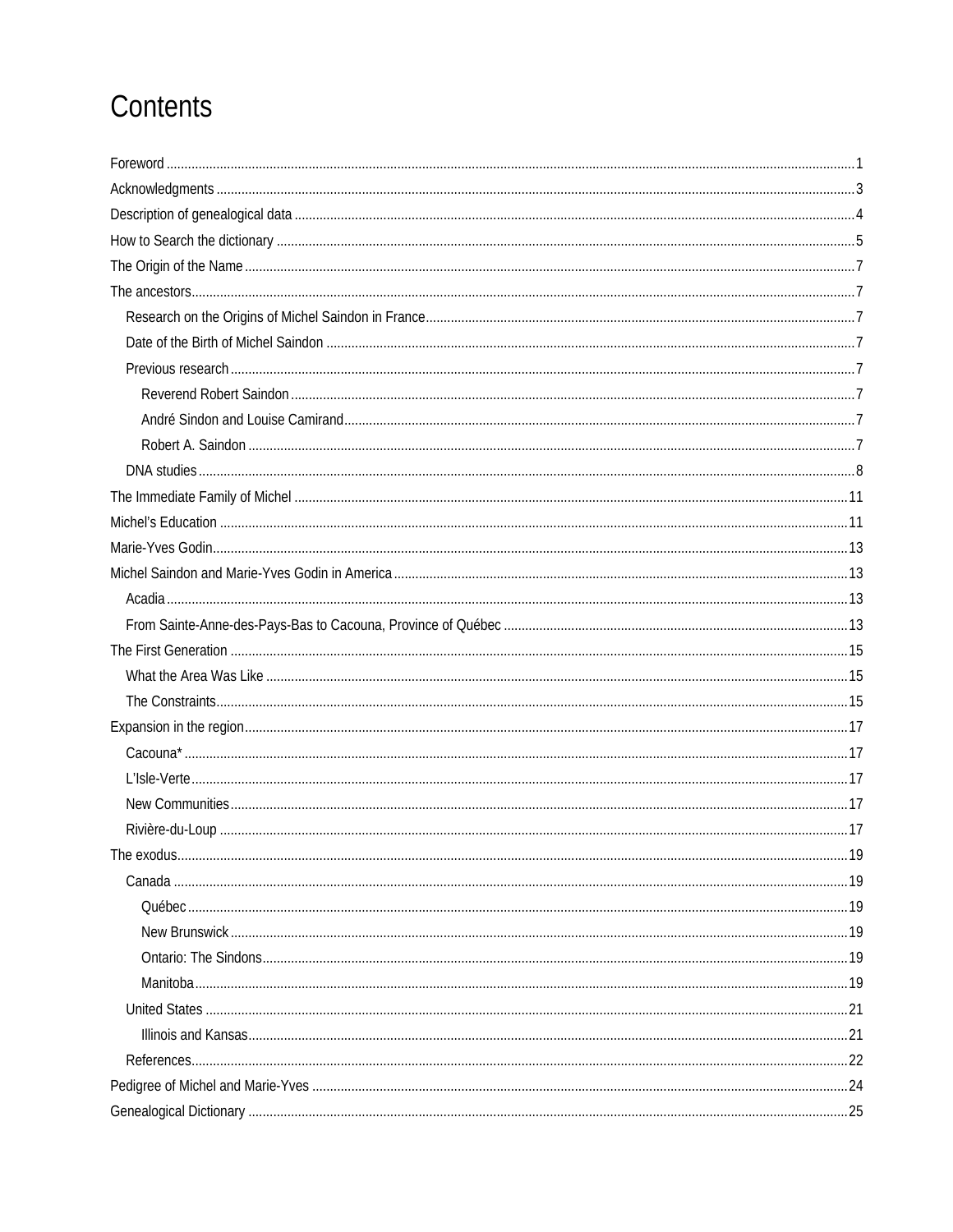# Contents

- Foreword ..... 1
- Acknowledgments ..... 3
- Description of genealogical data ..... 4
- How to Search the dictionary ..... 5
- The Origin of the Name ..... 7
- The ancestors ..... 7
  - Research on the Origins of Michel Saindon in France ..... 7
  - Date of the Birth of Michel Saindon ..... 7
  - Previous research ..... 7
    - Reverend Robert Saindon ..... 7
    - André Sindon and Louise Camirand ..... 7
    - Robert A. Saindon ..... 7
  - DNA studies ..... 8
- The Immediate Family of Michel ..... 11
- Michel's Education ..... 11
- Marie-Yves Godin ..... 13
- Michel Saindon and Marie-Yves Godin in America ..... 13
  - Acadia ..... 13
  - From Sainte-Anne-des-Pays-Bas to Cacouna, Province of Québec ..... 13
- The First Generation ..... 15
  - What the Area Was Like ..... 15
  - The Constraints ..... 15
- Expansion in the region ..... 17
  - Cacouna* ..... 17
  - L'Isle-Verte ..... 17
  - New Communities ..... 17
  - Rivière-du-Loup ..... 17
- The exodus ..... 19
  - Canada ..... 19
    - Québec ..... 19
    - New Brunswick ..... 19
    - Ontario: The Sindons ..... 19
    - Manitoba ..... 19
  - United States ..... 21
    - Illinois and Kansas ..... 21
  - References ..... 22
- Pedigree of Michel and Marie-Yves ..... 24
- Genealogical Dictionary ..... 25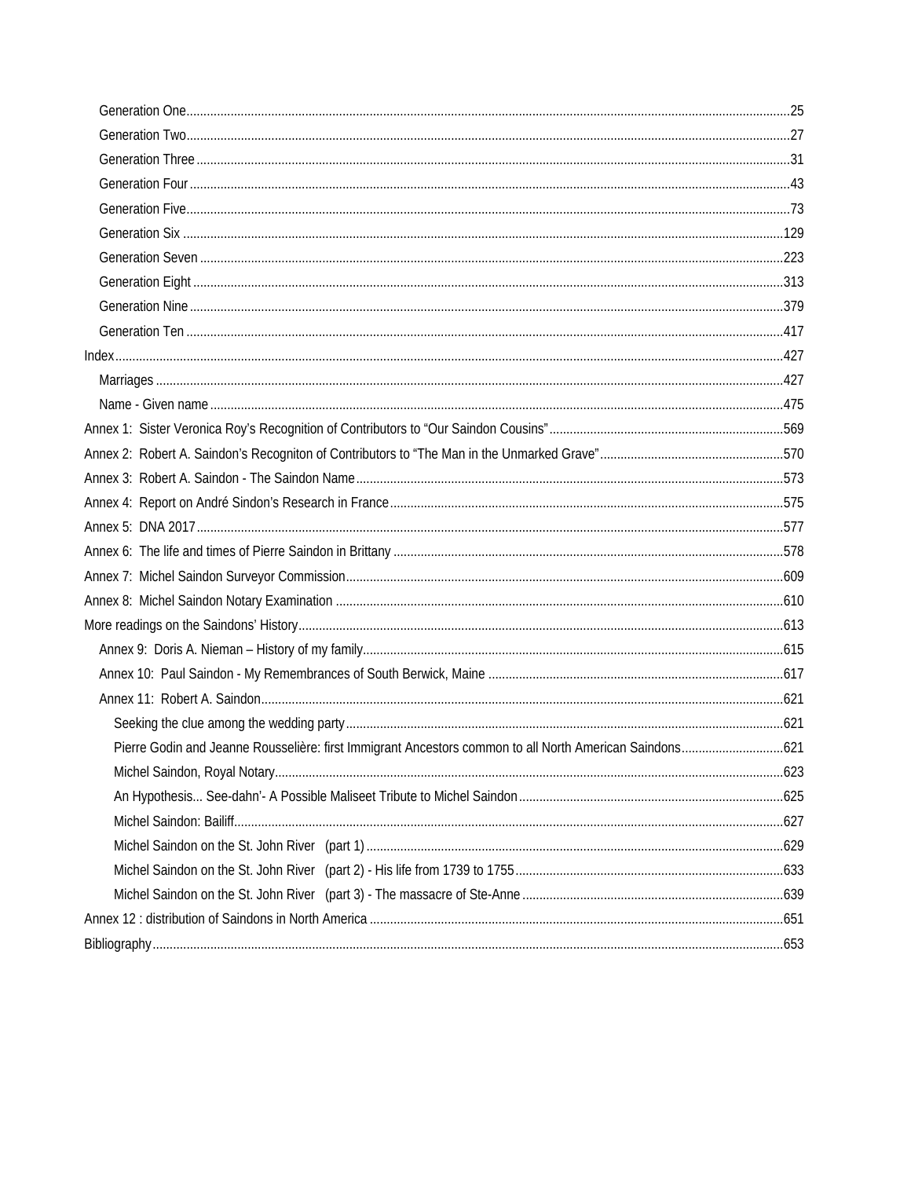- Generation One ..... 25
- Generation Two ..... 27
- Generation Three ..... 31
- Generation Four ..... 43
- Generation Five ..... 73
- Generation Six ..... 129
- Generation Seven ..... 223
- Generation Eight ..... 313
- Generation Nine ..... 379
- Generation Ten ..... 417

Index ..... 427

- Marriages ..... 427
- Name - Given name ..... 475

Annex 1: Sister Veronica Roy's Recognition of Contributors to "Our Saindon Cousins" ..... 569

Annex 2: Robert A. Saindon's Recogniton of Contributors to "The Man in the Unmarked Grave" ..... 570

Annex 3: Robert A. Saindon - The Saindon Name ..... 573

Annex 4: Report on André Sindon's Research in France ..... 575

Annex 5: DNA 2017 ..... 577

Annex 6: The life and times of Pierre Saindon in Brittany ..... 578

Annex 7: Michel Saindon Surveyor Commission ..... 609

Annex 8: Michel Saindon Notary Examination ..... 610

More readings on the Saindons' History ..... 613

- Annex 9: Doris A. Nieman – History of my family ..... 615
- Annex 10: Paul Saindon - My Remembrances of South Berwick, Maine ..... 617
- Annex 11: Robert A. Saindon ..... 621
  - Seeking the clue among the wedding party ..... 621
  - Pierre Godin and Jeanne Rousselière: first Immigrant Ancestors common to all North American Saindons ..... 621
  - Michel Saindon, Royal Notary ..... 623
  - An Hypothesis... See-dahn'- A Possible Maliseet Tribute to Michel Saindon ..... 625
  - Michel Saindon: Bailiff ..... 627
  - Michel Saindon on the St. John River (part 1) ..... 629
  - Michel Saindon on the St. John River (part 2) - His life from 1739 to 1755 ..... 633
  - Michel Saindon on the St. John River (part 3) - The massacre of Ste-Anne ..... 639

Annex 12 : distribution of Saindons in North America ..... 651

Bibliography ..... 653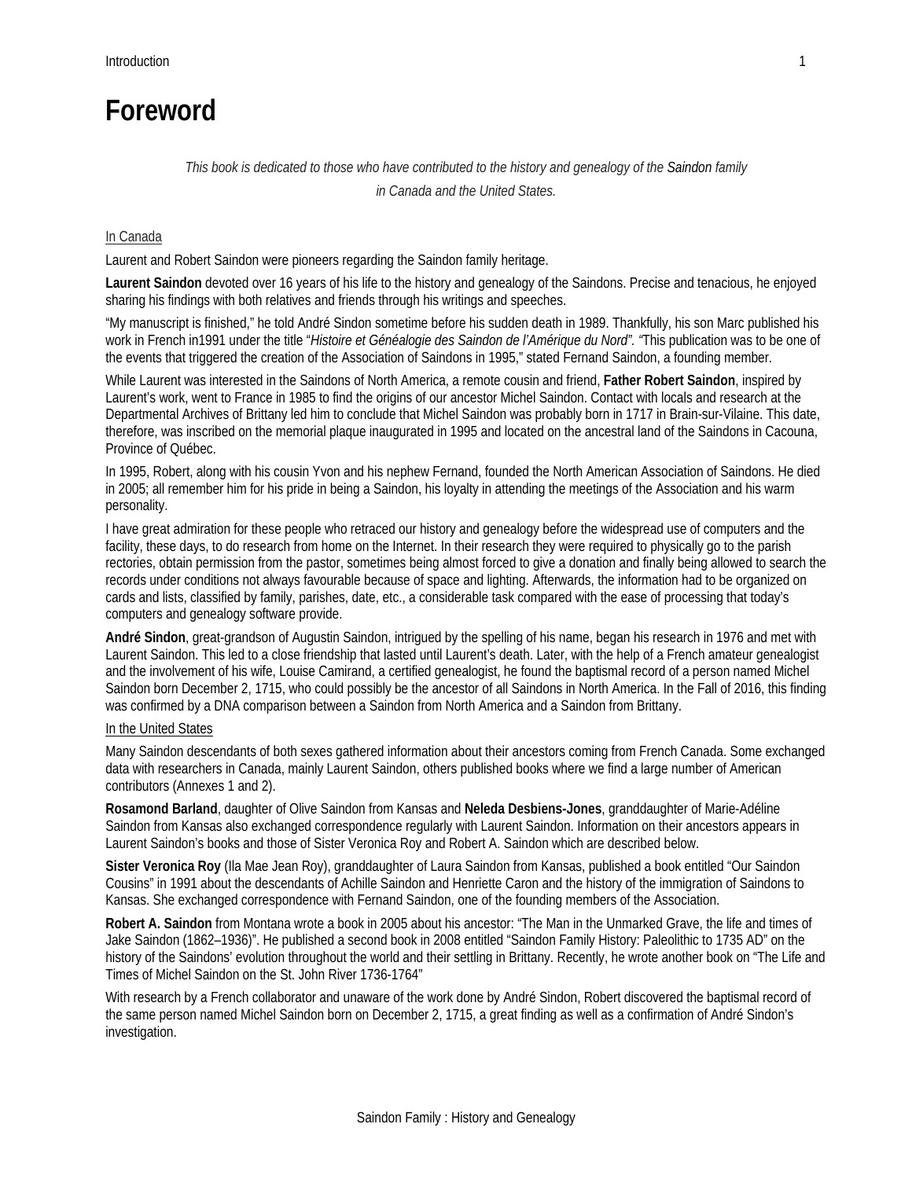# Foreword

*This book is dedicated to those who have contributed to the history and genealogy of the* ***Saindon*** *family in Canada and the United States.*

In Canada

Laurent and Robert Saindon were pioneers regarding the Saindon family heritage.

**Laurent Saindon** devoted over 16 years of his life to the history and genealogy of the Saindons. Precise and tenacious, he enjoyed sharing his findings with both relatives and friends through his writings and speeches.

"My manuscript is finished," he told André Sindon sometime before his sudden death in 1989. Thankfully, his son Marc published his work in French in1991 under the title "*Histoire et Généalogie des Saindon de l'Amérique du Nord*". "This publication was to be one of the events that triggered the creation of the Association of Saindons in 1995," stated Fernand Saindon, a founding member.

While Laurent was interested in the Saindons of North America, a remote cousin and friend, **Father Robert Saindon**, inspired by Laurent's work, went to France in 1985 to find the origins of our ancestor Michel Saindon. Contact with locals and research at the Departmental Archives of Brittany led him to conclude that Michel Saindon was probably born in 1717 in Brain-sur-Vilaine. This date, therefore, was inscribed on the memorial plaque inaugurated in 1995 and located on the ancestral land of the Saindons in Cacouna, Province of Québec.

In 1995, Robert, along with his cousin Yvon and his nephew Fernand, founded the North American Association of Saindons. He died in 2005; all remember him for his pride in being a Saindon, his loyalty in attending the meetings of the Association and his warm personality.

I have great admiration for these people who retraced our history and genealogy before the widespread use of computers and the facility, these days, to do research from home on the Internet. In their research they were required to physically go to the parish rectories, obtain permission from the pastor, sometimes being almost forced to give a donation and finally being allowed to search the records under conditions not always favourable because of space and lighting. Afterwards, the information had to be organized on cards and lists, classified by family, parishes, date, etc., a considerable task compared with the ease of processing that today's computers and genealogy software provide.

**André Sindon**, great-grandson of Augustin Saindon, intrigued by the spelling of his name, began his research in 1976 and met with Laurent Saindon. This led to a close friendship that lasted until Laurent's death. Later, with the help of a French amateur genealogist and the involvement of his wife, Louise Camirand, a certified genealogist, he found the baptismal record of a person named Michel Saindon born December 2, 1715, who could possibly be the ancestor of all Saindons in North America. In the Fall of 2016, this finding was confirmed by a DNA comparison between a Saindon from North America and a Saindon from Brittany.

In the United States

Many Saindon descendants of both sexes gathered information about their ancestors coming from French Canada. Some exchanged data with researchers in Canada, mainly Laurent Saindon, others published books where we find a large number of American contributors (Annexes 1 and 2).

**Rosamond Barland**, daughter of Olive Saindon from Kansas and **Neleda Desbiens-Jones**, granddaughter of Marie-Adéline Saindon from Kansas also exchanged correspondence regularly with Laurent Saindon. Information on their ancestors appears in Laurent Saindon's books and those of Sister Veronica Roy and Robert A. Saindon which are described below.

**Sister Veronica Roy** (Ila Mae Jean Roy), granddaughter of Laura Saindon from Kansas, published a book entitled "Our Saindon Cousins" in 1991 about the descendants of Achille Saindon and Henriette Caron and the history of the immigration of Saindons to Kansas. She exchanged correspondence with Fernand Saindon, one of the founding members of the Association.

**Robert A. Saindon** from Montana wrote a book in 2005 about his ancestor: "The Man in the Unmarked Grave, the life and times of Jake Saindon (1862–1936)". He published a second book in 2008 entitled "Saindon Family History: Paleolithic to 1735 AD" on the history of the Saindons' evolution throughout the world and their settling in Brittany. Recently, he wrote another book on "The Life and Times of Michel Saindon on the St. John River 1736-1764"

With research by a French collaborator and unaware of the work done by André Sindon, Robert discovered the baptismal record of the same person named Michel Saindon born on December 2, 1715, a great finding as well as a confirmation of André Sindon's investigation.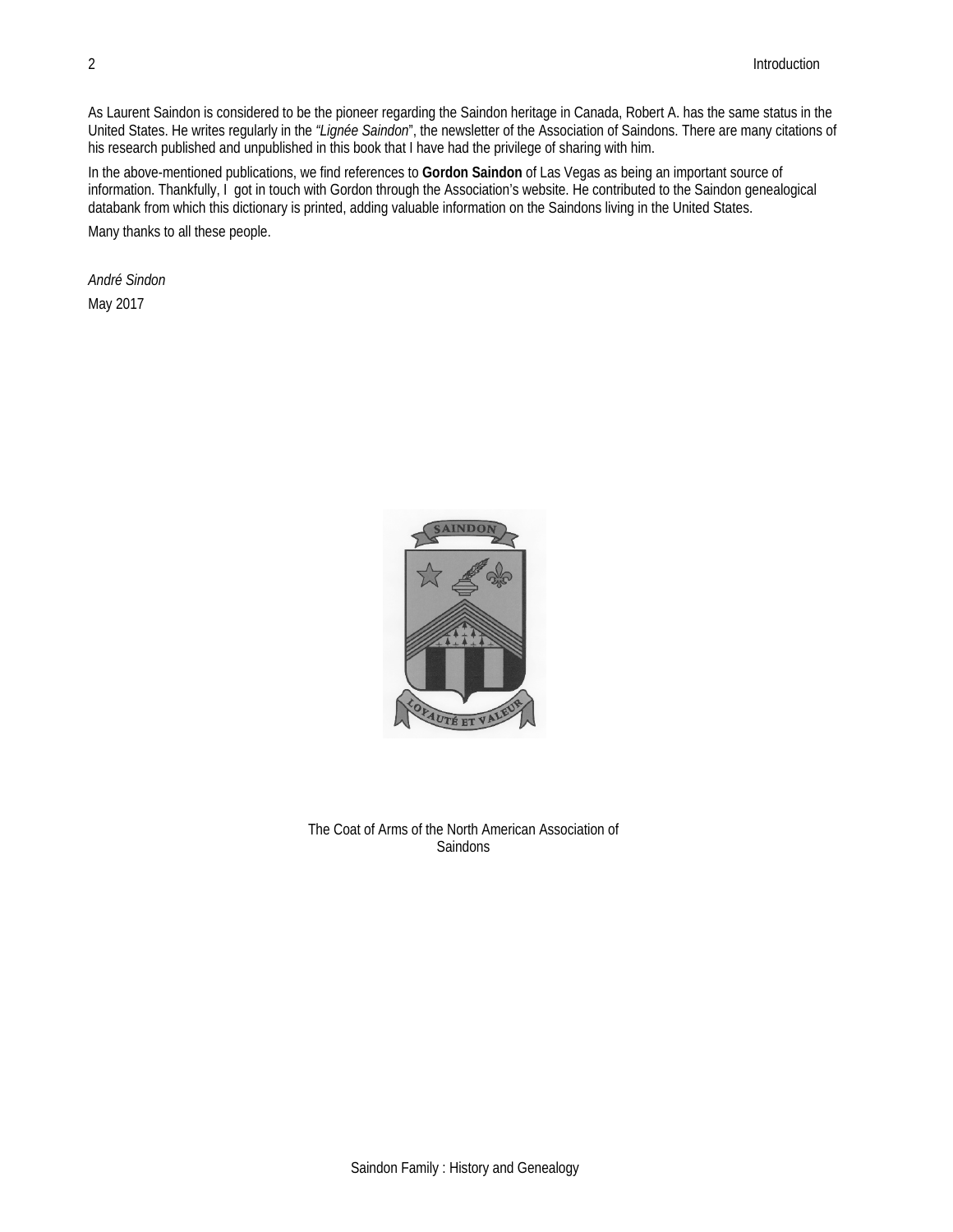As Laurent Saindon is considered to be the pioneer regarding the Saindon heritage in Canada, Robert A. has the same status in the United States. He writes regularly in the *“Lignée Saindon*”, the newsletter of the Association of Saindons. There are many citations of his research published and unpublished in this book that I have had the privilege of sharing with him.

In the above-mentioned publications, we find references to **Gordon Saindon** of Las Vegas as being an important source of information. Thankfully, I got in touch with Gordon through the Association’s website. He contributed to the Saindon genealogical databank from which this dictionary is printed, adding valuable information on the Saindons living in the United States.

Many thanks to all these people.

*André Sindon*

May 2017

The Coat of Arms of the North American Association of Saindons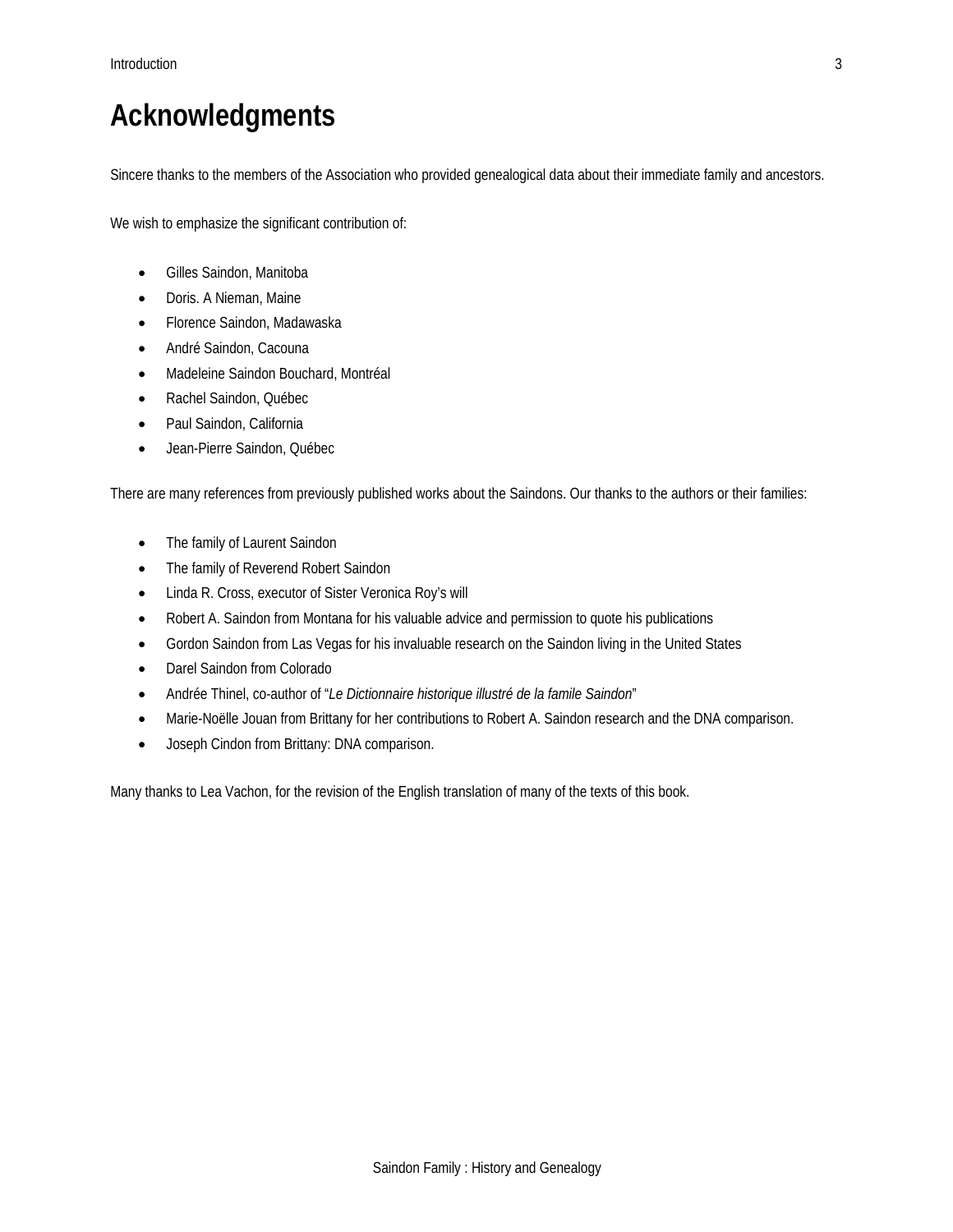# Acknowledgments

Sincere thanks to the members of the Association who provided genealogical data about their immediate family and ancestors.

We wish to emphasize the significant contribution of:

- Gilles Saindon, Manitoba
- Doris. A Nieman, Maine
- Florence Saindon, Madawaska
- André Saindon, Cacouna
- Madeleine Saindon Bouchard, Montréal
- Rachel Saindon, Québec
- Paul Saindon, California
- Jean-Pierre Saindon, Québec

There are many references from previously published works about the Saindons. Our thanks to the authors or their families:

- The family of Laurent Saindon
- The family of Reverend Robert Saindon
- Linda R. Cross, executor of Sister Veronica Roy's will
- Robert A. Saindon from Montana for his valuable advice and permission to quote his publications
- Gordon Saindon from Las Vegas for his invaluable research on the Saindon living in the United States
- Darel Saindon from Colorado
- Andrée Thinel, co-author of "*Le Dictionnaire historique illustré de la famile Saindon*"
- Marie-Noëlle Jouan from Brittany for her contributions to Robert A. Saindon research and the DNA comparison.
- Joseph Cindon from Brittany: DNA comparison.

Many thanks to Lea Vachon, for the revision of the English translation of many of the texts of this book.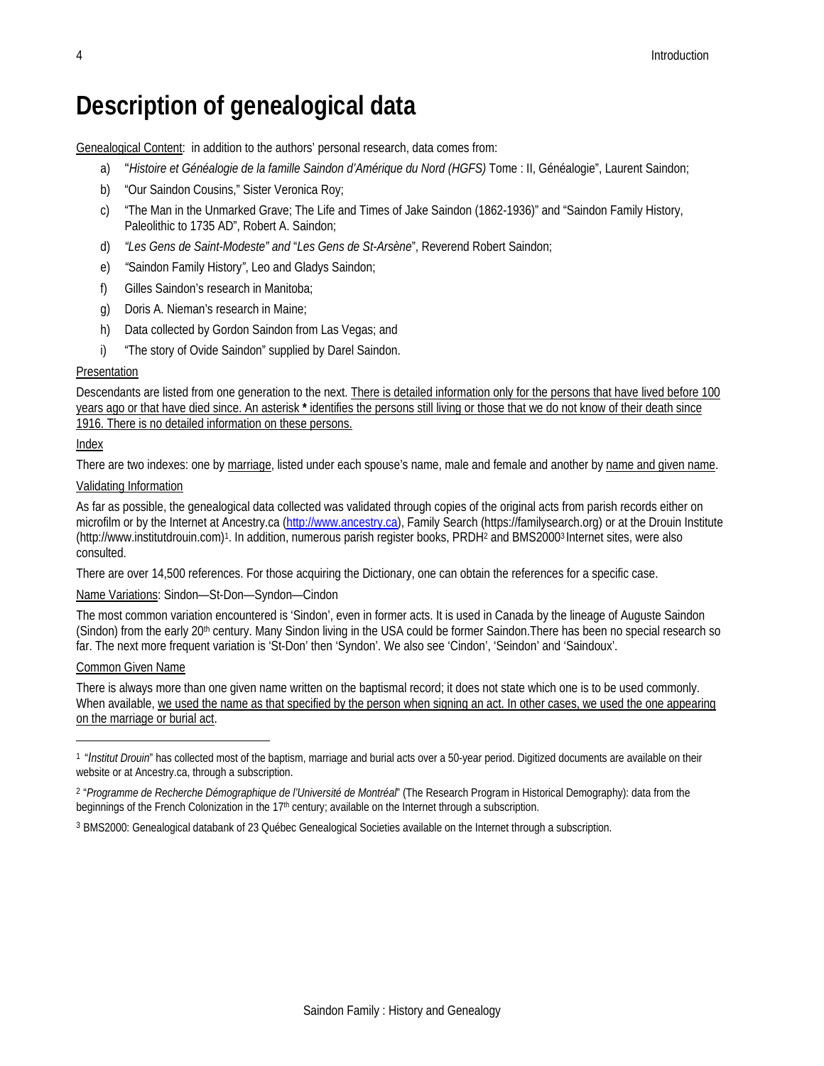# Description of genealogical data

Genealogical Content: in addition to the authors' personal research, data comes from:

a) "*Histoire et Généalogie de la famille Saindon d'Amérique du Nord (HGFS)* Tome : II, Généalogie", Laurent Saindon;

b) "Our Saindon Cousins," Sister Veronica Roy;

c) "The Man in the Unmarked Grave; The Life and Times of Jake Saindon (1862-1936)" and "Saindon Family History, Paleolithic to 1735 AD", Robert A. Saindon;

d) *"Les Gens de Saint-Modeste" and* "*Les Gens de St-Arsène*", Reverend Robert Saindon;

e) *"*Saindon Family History*"*, Leo and Gladys Saindon;

f) Gilles Saindon's research in Manitoba;

g) Doris A. Nieman's research in Maine;

h) Data collected by Gordon Saindon from Las Vegas; and

i) "The story of Ovide Saindon" supplied by Darel Saindon.

Presentation

Descendants are listed from one generation to the next. There is detailed information only for the persons that have lived before 100 years ago or that have died since. An asterisk **\*** identifies the persons still living or those that we do not know of their death since 1916. There is no detailed information on these persons.

Index

There are two indexes: one by marriage, listed under each spouse's name, male and female and another by name and given name.

Validating Information

As far as possible, the genealogical data collected was validated through copies of the original acts from parish records either on microfilm or by the Internet at Ancestry.ca (http://www.ancestry.ca), Family Search (https://familysearch.org) or at the Drouin Institute (http://www.institutdrouin.com)[1]. In addition, numerous parish register books, PRDH[2] and BMS2000[3] Internet sites, were also consulted.

There are over 14,500 references. For those acquiring the Dictionary, one can obtain the references for a specific case.

Name Variations: Sindon—St-Don—Syndon—Cindon

The most common variation encountered is 'Sindon', even in former acts. It is used in Canada by the lineage of Auguste Saindon (Sindon) from the early 20th century. Many Sindon living in the USA could be former Saindon.There has been no special research so far. The next more frequent variation is 'St-Don' then 'Syndon'. We also see 'Cindon', 'Seindon' and 'Saindoux'.

Common Given Name

There is always more than one given name written on the baptismal record; it does not state which one is to be used commonly. When available, we used the name as that specified by the person when signing an act. In other cases, we used the one appearing on the marriage or burial act.

---

[1] "*Institut Drouin*" has collected most of the baptism, marriage and burial acts over a 50-year period. Digitized documents are available on their website or at Ancestry.ca, through a subscription.

[2] "*Programme de Recherche Démographique de l'Université de Montréal*" (The Research Program in Historical Demography): data from the beginnings of the French Colonization in the 17th century; available on the Internet through a subscription.

[3] BMS2000: Genealogical databank of 23 Québec Genealogical Societies available on the Internet through a subscription.